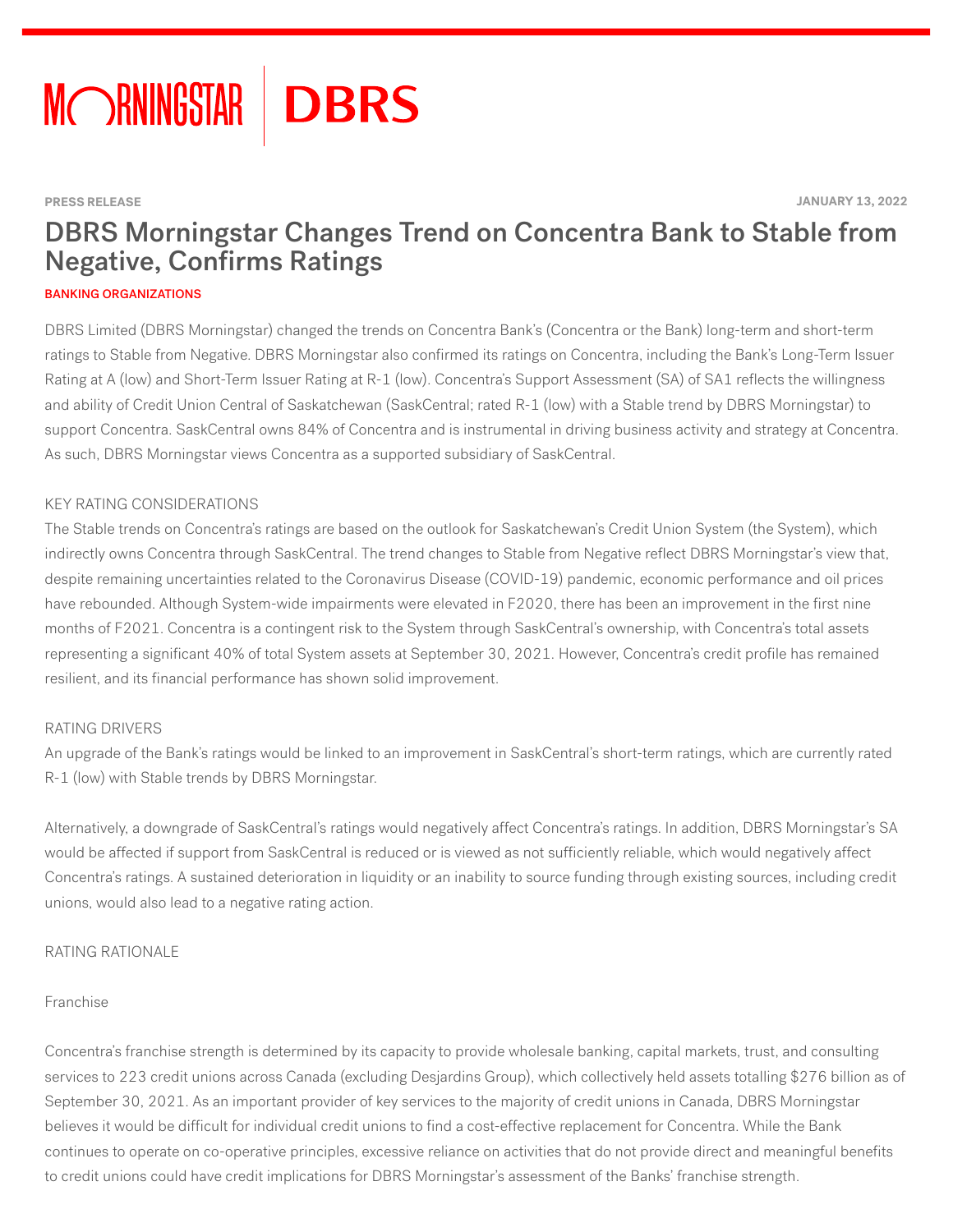PRESS RELEASE

JANUARY 13, 2022

# DBRS Morningstar Changes Trend on Concentra Bank to Stable from Negative, Confirms Ratings

BANKING ORGANIZATIONS

DBRS Limited (DBRS Morningstar) changed the trends on Concentra Bank's (Concentra or the Bank) long-term and short-term ratings to Stable from Negative. DBRS Morningstar also confirmed its ratings on Concentra, including the Bank's Long-Term Issuer Rating at A (low) and Short-Term Issuer Rating at R-1 (low). Concentra's Support Assessment (SA) of SA1 reflects the willingness and ability of Credit Union Central of Saskatchewan (SaskCentral; rated R-1 (low) with a Stable trend by DBRS Morningstar) to support Concentra. SaskCentral owns 84% of Concentra and is instrumental in driving business activity and strategy at Concentra. As such, DBRS Morningstar views Concentra as a supported subsidiary of SaskCentral.

## KEY RATING CONSIDERATIONS

The Stable trends on Concentra's ratings are based on the outlook for Saskatchewan's Credit Union System (the System), which indirectly owns Concentra through SaskCentral. The trend changes to Stable from Negative reflect DBRS Morningstar's view that, despite remaining uncertainties related to the Coronavirus Disease (COVID-19) pandemic, economic performance and oil prices have rebounded. Although System-wide impairments were elevated in F2020, there has been an improvement in the first nine months of F2021. Concentra is a contingent risk to the System through SaskCentral's ownership, with Concentra's total assets representing a significant 40% of total System assets at September 30, 2021. However, Concentra's credit profile has remained resilient, and its financial performance has shown solid improvement.

## RATING DRIVERS

An upgrade of the Bank's ratings would be linked to an improvement in SaskCentral's short-term ratings, which are currently rated R-1 (low) with Stable trends by DBRS Morningstar.

Alternatively, a downgrade of SaskCentral's ratings would negatively affect Concentra's ratings. In addition, DBRS Morningstar's SA would be affected if support from SaskCentral is reduced or is viewed as not sufficiently reliable, which would negatively affect Concentra's ratings. A sustained deterioration in liquidity or an inability to source funding through existing sources, including credit unions, would also lead to a negative rating action.

## RATING RATIONALE

### Franchise

Concentra's franchise strength is determined by its capacity to provide wholesale banking, capital markets, trust, and consulting services to 223 credit unions across Canada (excluding Desjardins Group), which collectively held assets totalling $276 billion as of September 30, 2021. As an important provider of key services to the majority of credit unions in Canada, DBRS Morningstar believes it would be difficult for individual credit unions to find a cost-effective replacement for Concentra. While the Bank continues to operate on co-operative principles, excessive reliance on activities that do not provide direct and meaningful benefits to credit unions could have credit implications for DBRS Morningstar's assessment of the Banks' franchise strength.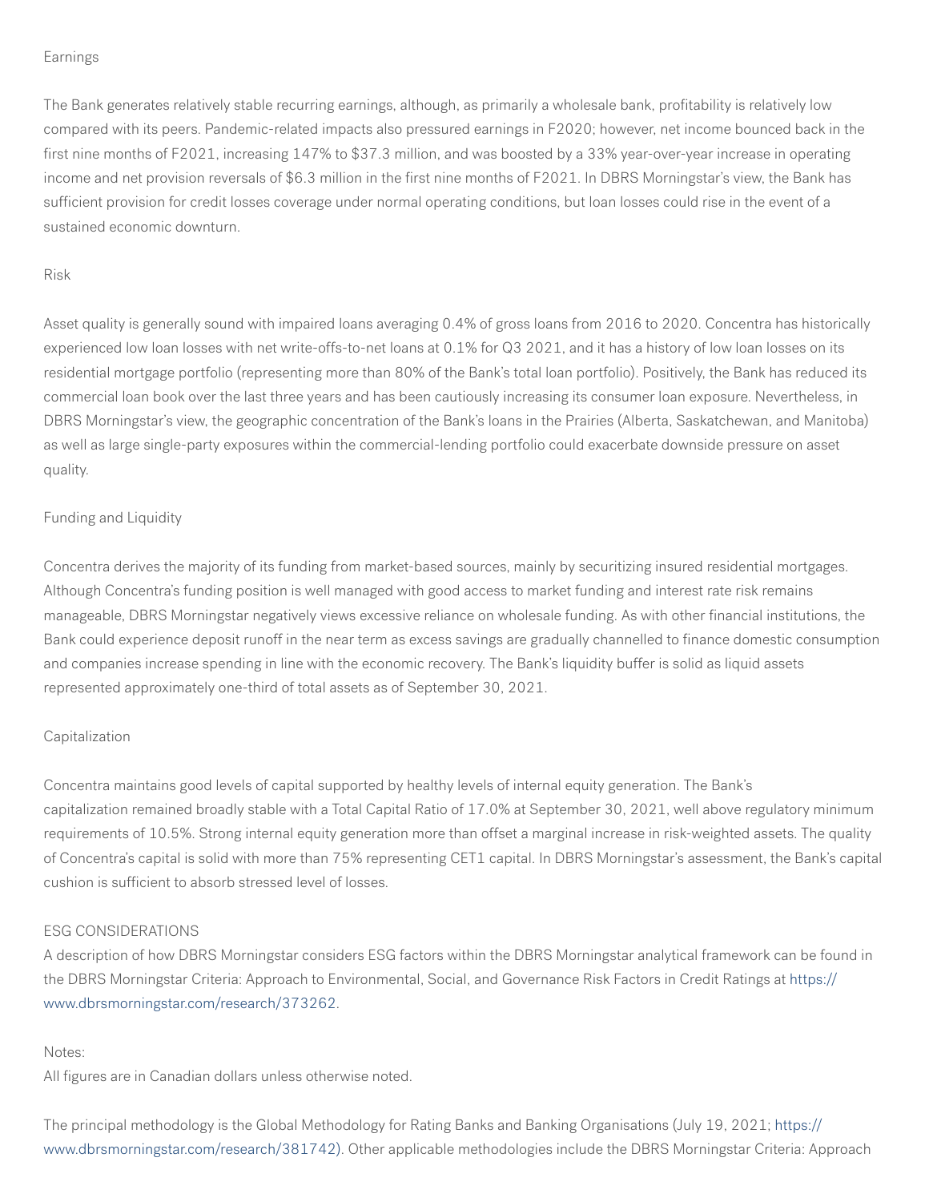### Earnings

The Bank generates relatively stable recurring earnings, although, as primarily a wholesale bank, profitability is relatively low compared with its peers. Pandemic-related impacts also pressured earnings in F2020; however, net income bounced back in the first nine months of F2021, increasing 147% to $37.3 million, and was boosted by a 33% year-over-year increase in operating income and net provision reversals of $6.3 million in the first nine months of F2021. In DBRS Morningstar's view, the Bank has sufficient provision for credit losses coverage under normal operating conditions, but loan losses could rise in the event of a sustained economic downturn.

### Risk

Asset quality is generally sound with impaired loans averaging 0.4% of gross loans from 2016 to 2020. Concentra has historically experienced low loan losses with net write-offs-to-net loans at 0.1% for Q3 2021, and it has a history of low loan losses on its residential mortgage portfolio (representing more than 80% of the Bank's total loan portfolio). Positively, the Bank has reduced its commercial loan book over the last three years and has been cautiously increasing its consumer loan exposure. Nevertheless, in DBRS Morningstar's view, the geographic concentration of the Bank's loans in the Prairies (Alberta, Saskatchewan, and Manitoba) as well as large single-party exposures within the commercial-lending portfolio could exacerbate downside pressure on asset quality.

### Funding and Liquidity

Concentra derives the majority of its funding from market-based sources, mainly by securitizing insured residential mortgages. Although Concentra's funding position is well managed with good access to market funding and interest rate risk remains manageable, DBRS Morningstar negatively views excessive reliance on wholesale funding. As with other financial institutions, the Bank could experience deposit runoff in the near term as excess savings are gradually channelled to finance domestic consumption and companies increase spending in line with the economic recovery. The Bank's liquidity buffer is solid as liquid assets represented approximately one-third of total assets as of September 30, 2021.

### Capitalization

Concentra maintains good levels of capital supported by healthy levels of internal equity generation. The Bank's capitalization remained broadly stable with a Total Capital Ratio of 17.0% at September 30, 2021, well above regulatory minimum requirements of 10.5%. Strong internal equity generation more than offset a marginal increase in risk-weighted assets. The quality of Concentra's capital is solid with more than 75% representing CET1 capital. In DBRS Morningstar's assessment, the Bank's capital cushion is sufficient to absorb stressed level of losses.

## ESG CONSIDERATIONS

A description of how DBRS Morningstar considers ESG factors within the DBRS Morningstar analytical framework can be found in the DBRS Morningstar Criteria: Approach to Environmental, Social, and Governance Risk Factors in Credit Ratings at https://www.dbrsmorningstar.com/research/373262.

Notes:
All figures are in Canadian dollars unless otherwise noted.

The principal methodology is the Global Methodology for Rating Banks and Banking Organisations (July 19, 2021; https://www.dbrsmorningstar.com/research/381742). Other applicable methodologies include the DBRS Morningstar Criteria: Approach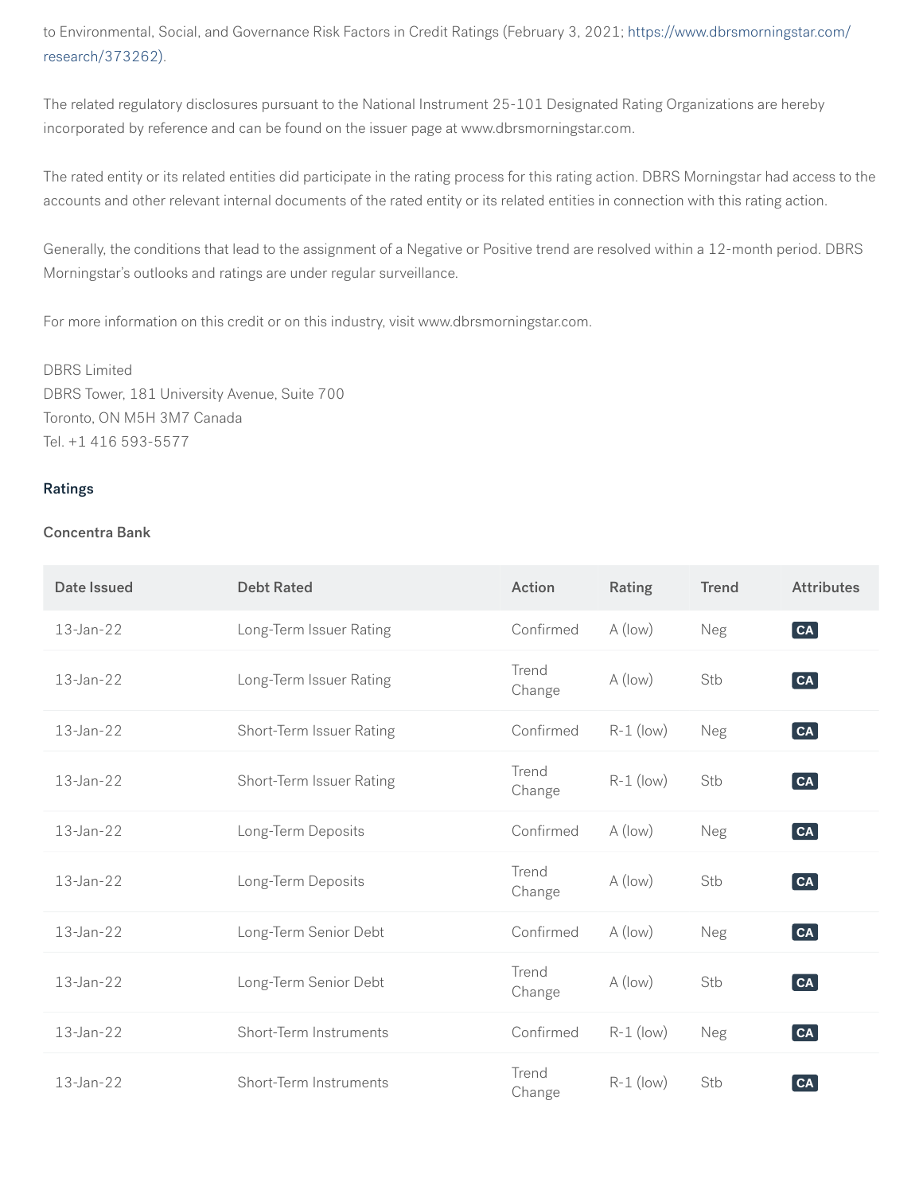to Environmental, Social, and Governance Risk Factors in Credit Ratings (February 3, 2021; https://www.dbrsmorningstar.com/research/373262).

The related regulatory disclosures pursuant to the National Instrument 25-101 Designated Rating Organizations are hereby incorporated by reference and can be found on the issuer page at www.dbrsmorningstar.com.

The rated entity or its related entities did participate in the rating process for this rating action. DBRS Morningstar had access to the accounts and other relevant internal documents of the rated entity or its related entities in connection with this rating action.

Generally, the conditions that lead to the assignment of a Negative or Positive trend are resolved within a 12-month period. DBRS Morningstar's outlooks and ratings are under regular surveillance.

For more information on this credit or on this industry, visit www.dbrsmorningstar.com.

DBRS Limited
DBRS Tower, 181 University Avenue, Suite 700
Toronto, ON M5H 3M7 Canada
Tel. +1 416 593-5577

## Ratings

### Concentra Bank

| Date Issued | Debt Rated | Action | Rating | Trend | Attributes |
|---|---|---|---|---|---|
| 13-Jan-22 | Long-Term Issuer Rating | Confirmed | A (low) | Neg | CA |
| 13-Jan-22 | Long-Term Issuer Rating | Trend Change | A (low) | Stb | CA |
| 13-Jan-22 | Short-Term Issuer Rating | Confirmed | R-1 (low) | Neg | CA |
| 13-Jan-22 | Short-Term Issuer Rating | Trend Change | R-1 (low) | Stb | CA |
| 13-Jan-22 | Long-Term Deposits | Confirmed | A (low) | Neg | CA |
| 13-Jan-22 | Long-Term Deposits | Trend Change | A (low) | Stb | CA |
| 13-Jan-22 | Long-Term Senior Debt | Confirmed | A (low) | Neg | CA |
| 13-Jan-22 | Long-Term Senior Debt | Trend Change | A (low) | Stb | CA |
| 13-Jan-22 | Short-Term Instruments | Confirmed | R-1 (low) | Neg | CA |
| 13-Jan-22 | Short-Term Instruments | Trend Change | R-1 (low) | Stb | CA |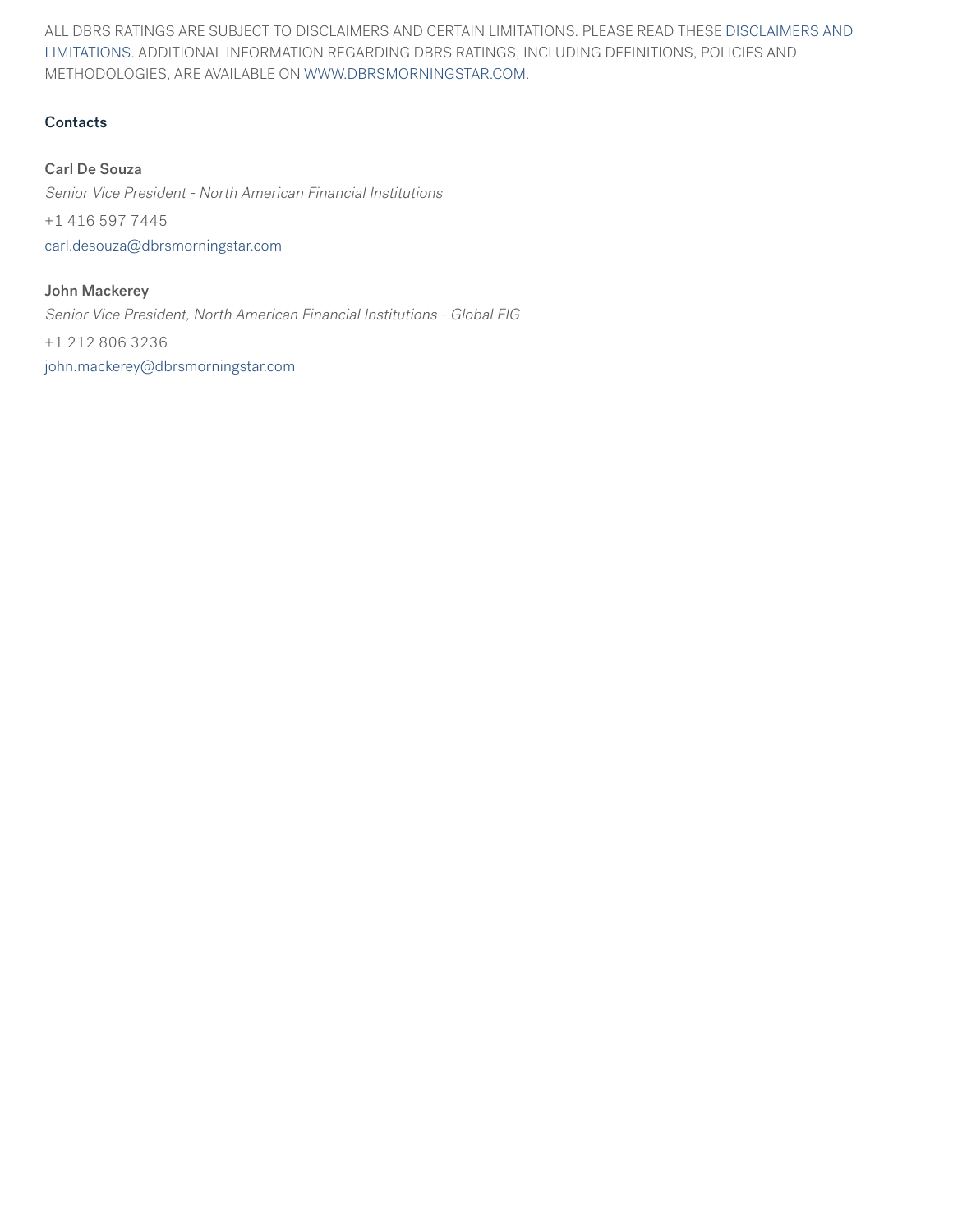ALL DBRS RATINGS ARE SUBJECT TO DISCLAIMERS AND CERTAIN LIMITATIONS. PLEASE READ THESE DISCLAIMERS AND LIMITATIONS. ADDITIONAL INFORMATION REGARDING DBRS RATINGS, INCLUDING DEFINITIONS, POLICIES AND METHODOLOGIES, ARE AVAILABLE ON WWW.DBRSMORNINGSTAR.COM.

## Contacts

**Carl De Souza**

*Senior Vice President - North American Financial Institutions*

+1 416 597 7445

carl.desouza@dbrsmorningstar.com

**John Mackerey**

*Senior Vice President, North American Financial Institutions - Global FIG*

+1 212 806 3236

john.mackerey@dbrsmorningstar.com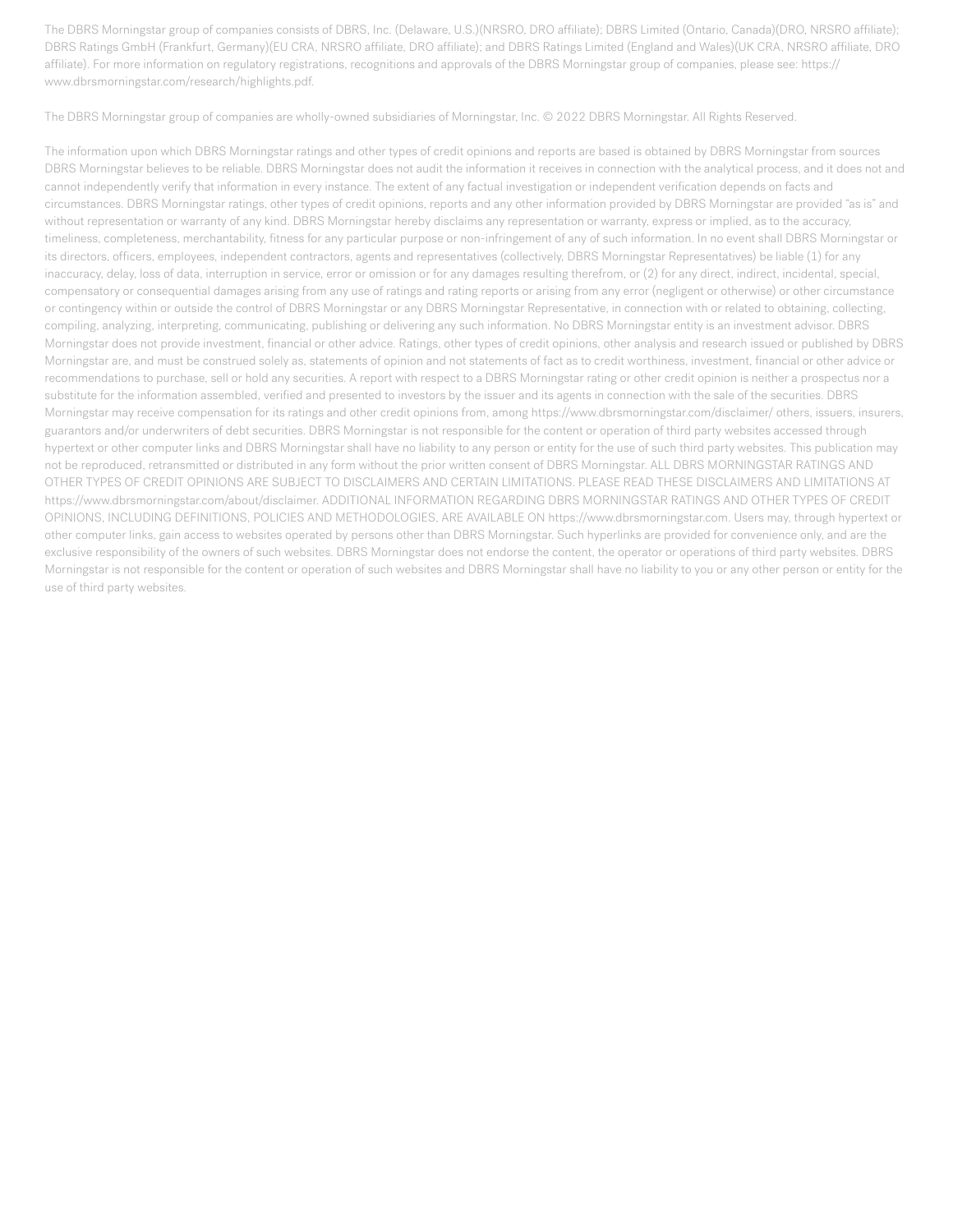The DBRS Morningstar group of companies consists of DBRS, Inc. (Delaware, U.S.)(NRSRO, DRO affiliate); DBRS Limited (Ontario, Canada)(DRO, NRSRO affiliate); DBRS Ratings GmbH (Frankfurt, Germany)(EU CRA, NRSRO affiliate, DRO affiliate); and DBRS Ratings Limited (England and Wales)(UK CRA, NRSRO affiliate, DRO affiliate). For more information on regulatory registrations, recognitions and approvals of the DBRS Morningstar group of companies, please see: https://www.dbrsmorningstar.com/research/highlights.pdf.

The DBRS Morningstar group of companies are wholly-owned subsidiaries of Morningstar, Inc. © 2022 DBRS Morningstar. All Rights Reserved.

The information upon which DBRS Morningstar ratings and other types of credit opinions and reports are based is obtained by DBRS Morningstar from sources DBRS Morningstar believes to be reliable. DBRS Morningstar does not audit the information it receives in connection with the analytical process, and it does not and cannot independently verify that information in every instance. The extent of any factual investigation or independent verification depends on facts and circumstances. DBRS Morningstar ratings, other types of credit opinions, reports and any other information provided by DBRS Morningstar are provided "as is" and without representation or warranty of any kind. DBRS Morningstar hereby disclaims any representation or warranty, express or implied, as to the accuracy, timeliness, completeness, merchantability, fitness for any particular purpose or non-infringement of any of such information. In no event shall DBRS Morningstar or its directors, officers, employees, independent contractors, agents and representatives (collectively, DBRS Morningstar Representatives) be liable (1) for any inaccuracy, delay, loss of data, interruption in service, error or omission or for any damages resulting therefrom, or (2) for any direct, indirect, incidental, special, compensatory or consequential damages arising from any use of ratings and rating reports or arising from any error (negligent or otherwise) or other circumstance or contingency within or outside the control of DBRS Morningstar or any DBRS Morningstar Representative, in connection with or related to obtaining, collecting, compiling, analyzing, interpreting, communicating, publishing or delivering any such information. No DBRS Morningstar entity is an investment advisor. DBRS Morningstar does not provide investment, financial or other advice. Ratings, other types of credit opinions, other analysis and research issued or published by DBRS Morningstar are, and must be construed solely as, statements of opinion and not statements of fact as to credit worthiness, investment, financial or other advice or recommendations to purchase, sell or hold any securities. A report with respect to a DBRS Morningstar rating or other credit opinion is neither a prospectus nor a substitute for the information assembled, verified and presented to investors by the issuer and its agents in connection with the sale of the securities. DBRS Morningstar may receive compensation for its ratings and other credit opinions from, among https://www.dbrsmorningstar.com/disclaimer/ others, issuers, insurers, guarantors and/or underwriters of debt securities. DBRS Morningstar is not responsible for the content or operation of third party websites accessed through hypertext or other computer links and DBRS Morningstar shall have no liability to any person or entity for the use of such third party websites. This publication may not be reproduced, retransmitted or distributed in any form without the prior written consent of DBRS Morningstar. ALL DBRS MORNINGSTAR RATINGS AND OTHER TYPES OF CREDIT OPINIONS ARE SUBJECT TO DISCLAIMERS AND CERTAIN LIMITATIONS. PLEASE READ THESE DISCLAIMERS AND LIMITATIONS AT https://www.dbrsmorningstar.com/about/disclaimer. ADDITIONAL INFORMATION REGARDING DBRS MORNINGSTAR RATINGS AND OTHER TYPES OF CREDIT OPINIONS, INCLUDING DEFINITIONS, POLICIES AND METHODOLOGIES, ARE AVAILABLE ON https://www.dbrsmorningstar.com. Users may, through hypertext or other computer links, gain access to websites operated by persons other than DBRS Morningstar. Such hyperlinks are provided for convenience only, and are the exclusive responsibility of the owners of such websites. DBRS Morningstar does not endorse the content, the operator or operations of third party websites. DBRS Morningstar is not responsible for the content or operation of such websites and DBRS Morningstar shall have no liability to you or any other person or entity for the use of third party websites.